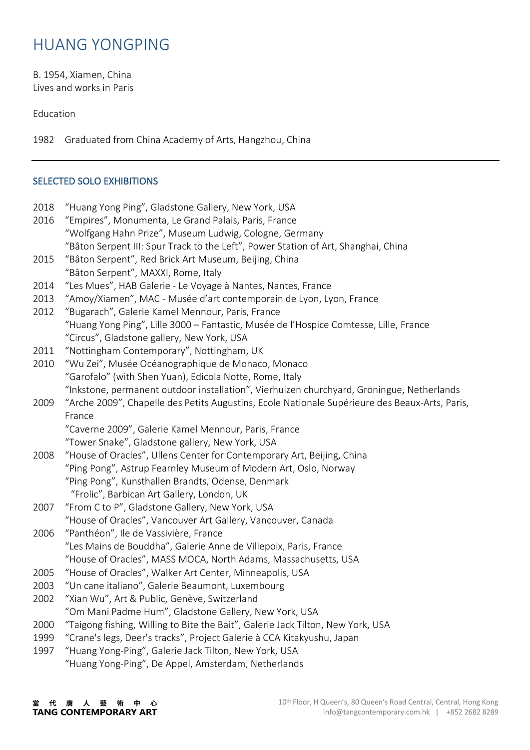# HUANG YONGPING

B. 1954, Xiamen, China
Lives and works in Paris

Education

1982 Graduated from China Academy of Arts, Hangzhou, China

---

## SELECTED SOLO EXHIBITIONS

2018 "Huang Yong Ping", Gladstone Gallery, New York, USA

2016 "Empires", Monumenta, Le Grand Palais, Paris, France
"Wolfgang Hahn Prize", Museum Ludwig, Cologne, Germany
"Bâton Serpent III: Spur Track to the Left", Power Station of Art, Shanghai, China

2015 "Bâton Serpent", Red Brick Art Museum, Beijing, China
"Bâton Serpent", MAXXI, Rome, Italy

2014 "Les Mues", HAB Galerie - Le Voyage à Nantes, Nantes, France

2013 "Amoy/Xiamen", MAC - Musée d'art contemporain de Lyon, Lyon, France

2012 "Bugarach", Galerie Kamel Mennour, Paris, France
"Huang Yong Ping", Lille 3000 – Fantastic, Musée de l'Hospice Comtesse, Lille, France
"Circus", Gladstone gallery, New York, USA

2011 "Nottingham Contemporary", Nottingham, UK

2010 "Wu Zei", Musée Océanographique de Monaco, Monaco
"Garofalo" (with Shen Yuan), Edicola Notte, Rome, Italy
"Inkstone, permanent outdoor installation", Vierhuizen churchyard, Groningue, Netherlands

2009 "Arche 2009", Chapelle des Petits Augustins, Ecole Nationale Supérieure des Beaux-Arts, Paris, France
"Caverne 2009", Galerie Kamel Mennour, Paris, France
"Tower Snake", Gladstone gallery, New York, USA

2008 "House of Oracles", Ullens Center for Contemporary Art, Beijing, China
"Ping Pong", Astrup Fearnley Museum of Modern Art, Oslo, Norway
"Ping Pong", Kunsthallen Brandts, Odense, Denmark
"Frolic", Barbican Art Gallery, London, UK

2007 "From C to P", Gladstone Gallery, New York, USA
"House of Oracles", Vancouver Art Gallery, Vancouver, Canada

2006 "Panthéon", Ile de Vassivière, France
"Les Mains de Bouddha", Galerie Anne de Villepoix, Paris, France
"House of Oracles", MASS MOCA, North Adams, Massachusetts, USA

2005 "House of Oracles", Walker Art Center, Minneapolis, USA

2003 "Un cane italiano", Galerie Beaumont, Luxembourg

2002 "Xian Wu", Art & Public, Genève, Switzerland
"Om Mani Padme Hum", Gladstone Gallery, New York, USA

2000 "Taigong fishing, Willing to Bite the Bait", Galerie Jack Tilton, New York, USA

1999 "Crane's legs, Deer's tracks", Project Galerie à CCA Kitakyushu, Japan

1997 "Huang Yong-Ping", Galerie Jack Tilton, New York, USA
"Huang Yong-Ping", De Appel, Amsterdam, Netherlands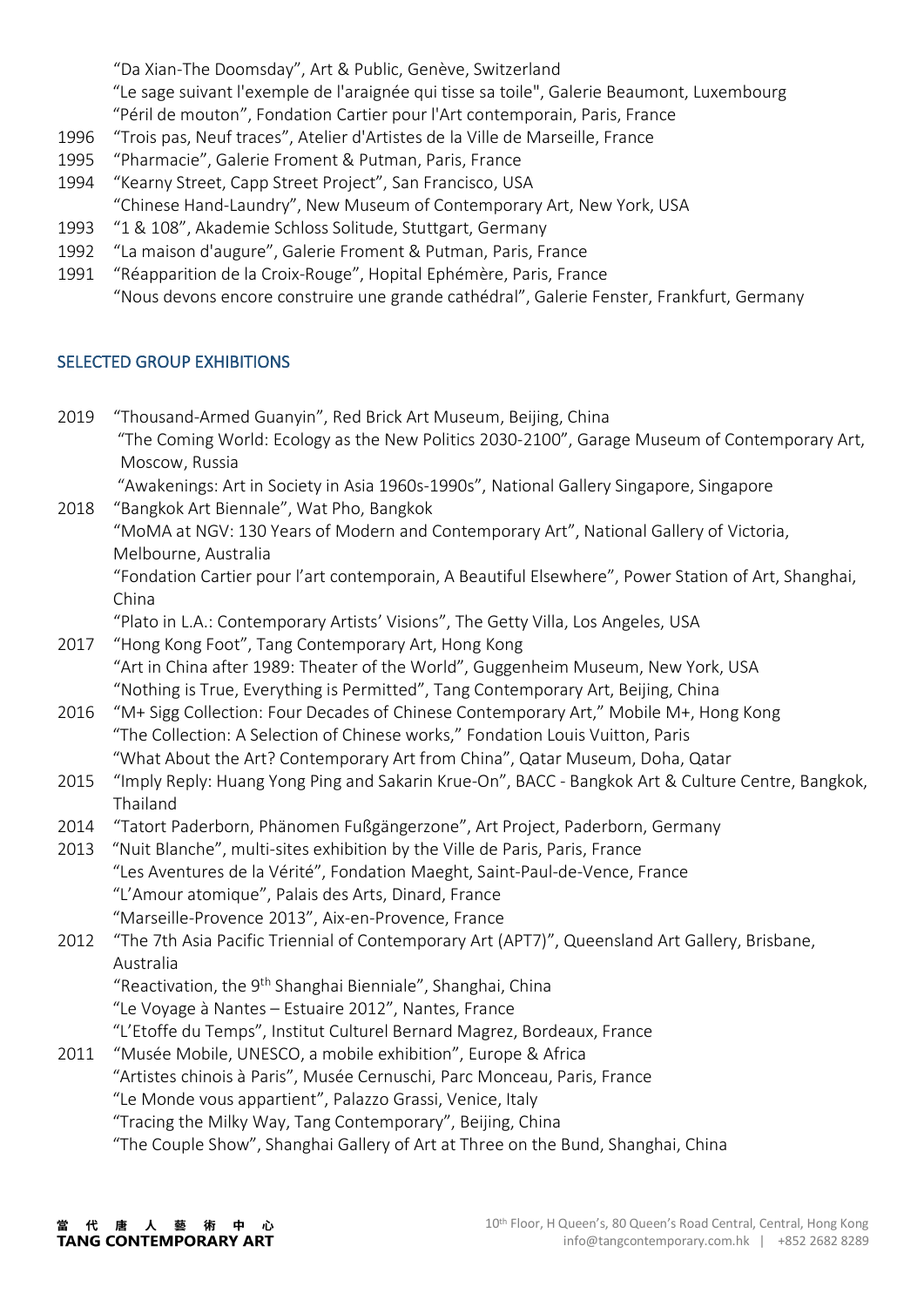"Da Xian-The Doomsday", Art & Public, Genève, Switzerland
"Le sage suivant l'exemple de l'araignée qui tisse sa toile", Galerie Beaumont, Luxembourg
"Péril de mouton", Fondation Cartier pour l'Art contemporain, Paris, France

1996 "Trois pas, Neuf traces", Atelier d'Artistes de la Ville de Marseille, France
1995 "Pharmacie", Galerie Froment & Putman, Paris, France
1994 "Kearny Street, Capp Street Project", San Francisco, USA
"Chinese Hand-Laundry", New Museum of Contemporary Art, New York, USA
1993 "1 & 108", Akademie Schloss Solitude, Stuttgart, Germany
1992 "La maison d'augure", Galerie Froment & Putman, Paris, France
1991 "Réapparition de la Croix-Rouge", Hopital Ephémère, Paris, France
"Nous devons encore construire une grande cathédral", Galerie Fenster, Frankfurt, Germany

## SELECTED GROUP EXHIBITIONS

2019 "Thousand-Armed Guanyin", Red Brick Art Museum, Beijing, China
"The Coming World: Ecology as the New Politics 2030-2100", Garage Museum of Contemporary Art, Moscow, Russia
"Awakenings: Art in Society in Asia 1960s-1990s", National Gallery Singapore, Singapore

2018 "Bangkok Art Biennale", Wat Pho, Bangkok
"MoMA at NGV: 130 Years of Modern and Contemporary Art", National Gallery of Victoria, Melbourne, Australia
"Fondation Cartier pour l'art contemporain, A Beautiful Elsewhere", Power Station of Art, Shanghai, China
"Plato in L.A.: Contemporary Artists' Visions", The Getty Villa, Los Angeles, USA

2017 "Hong Kong Foot", Tang Contemporary Art, Hong Kong
"Art in China after 1989: Theater of the World", Guggenheim Museum, New York, USA
"Nothing is True, Everything is Permitted", Tang Contemporary Art, Beijing, China

2016 "M+ Sigg Collection: Four Decades of Chinese Contemporary Art," Mobile M+, Hong Kong
"The Collection: A Selection of Chinese works," Fondation Louis Vuitton, Paris
"What About the Art? Contemporary Art from China", Qatar Museum, Doha, Qatar

2015 "Imply Reply: Huang Yong Ping and Sakarin Krue-On", BACC - Bangkok Art & Culture Centre, Bangkok, Thailand

2014 "Tatort Paderborn, Phänomen Fußgängerzone", Art Project, Paderborn, Germany

2013 "Nuit Blanche", multi-sites exhibition by the Ville de Paris, Paris, France
"Les Aventures de la Vérité", Fondation Maeght, Saint-Paul-de-Vence, France
"L'Amour atomique", Palais des Arts, Dinard, France
"Marseille-Provence 2013", Aix-en-Provence, France

2012 "The 7th Asia Pacific Triennial of Contemporary Art (APT7)", Queensland Art Gallery, Brisbane, Australia
"Reactivation, the 9th Shanghai Bienniale", Shanghai, China
"Le Voyage à Nantes – Estuaire 2012", Nantes, France
"L'Etoffe du Temps", Institut Culturel Bernard Magrez, Bordeaux, France

2011 "Musée Mobile, UNESCO, a mobile exhibition", Europe & Africa
"Artistes chinois à Paris", Musée Cernuschi, Parc Monceau, Paris, France
"Le Monde vous appartient", Palazzo Grassi, Venice, Italy
"Tracing the Milky Way, Tang Contemporary", Beijing, China
"The Couple Show", Shanghai Gallery of Art at Three on the Bund, Shanghai, China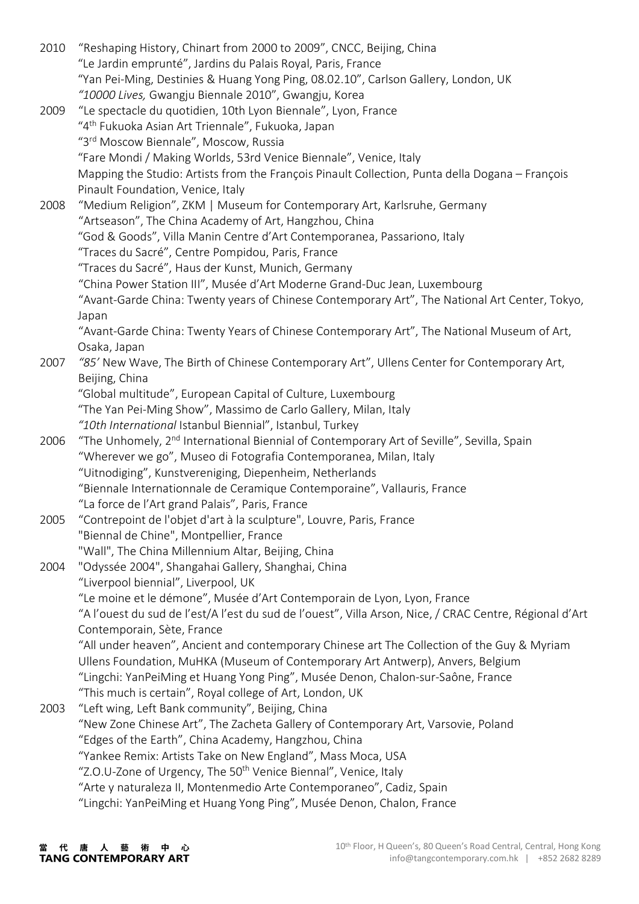2010 "Reshaping History, Chinart from 2000 to 2009", CNCC, Beijing, China
"Le Jardin emprunté", Jardins du Palais Royal, Paris, France
"Yan Pei-Ming, Destinies & Huang Yong Ping, 08.02.10", Carlson Gallery, London, UK
*"10000 Lives,* Gwangju Biennale 2010", Gwangju, Korea

2009 "Le spectacle du quotidien, 10th Lyon Biennale", Lyon, France
"4th Fukuoka Asian Art Triennale", Fukuoka, Japan
"3rd Moscow Biennale", Moscow, Russia
"Fare Mondi / Making Worlds, 53rd Venice Biennale", Venice, Italy
Mapping the Studio: Artists from the François Pinault Collection, Punta della Dogana – François Pinault Foundation, Venice, Italy

2008 "Medium Religion", ZKM | Museum for Contemporary Art, Karlsruhe, Germany
"Artseason", The China Academy of Art, Hangzhou, China
"God & Goods", Villa Manin Centre d'Art Contemporanea, Passariono, Italy
"Traces du Sacré", Centre Pompidou, Paris, France
"Traces du Sacré", Haus der Kunst, Munich, Germany
"China Power Station III", Musée d'Art Moderne Grand-Duc Jean, Luxembourg
"Avant-Garde China: Twenty years of Chinese Contemporary Art", The National Art Center, Tokyo, Japan
"Avant-Garde China: Twenty Years of Chinese Contemporary Art", The National Museum of Art, Osaka, Japan

2007 *"85'* New Wave, The Birth of Chinese Contemporary Art", Ullens Center for Contemporary Art, Beijing, China
"Global multitude", European Capital of Culture, Luxembourg
"The Yan Pei-Ming Show", Massimo de Carlo Gallery, Milan, Italy
*"10th International* Istanbul Biennial", Istanbul, Turkey

2006 "The Unhomely, 2nd International Biennial of Contemporary Art of Seville", Sevilla, Spain
"Wherever we go", Museo di Fotografia Contemporanea, Milan, Italy
"Uitnodiging", Kunstvereniging, Diepenheim, Netherlands
"Biennale Internationnale de Ceramique Contemporaine", Vallauris, France
"La force de l'Art grand Palais", Paris, France

2005 "Contrepoint de l'objet d'art à la sculpture", Louvre, Paris, France
"Biennal de Chine", Montpellier, France
"Wall", The China Millennium Altar, Beijing, China

2004 "Odyssée 2004", Shangahai Gallery, Shanghai, China
"Liverpool biennial", Liverpool, UK
"Le moine et le démone", Musée d'Art Contemporain de Lyon, Lyon, France
"A l'ouest du sud de l'est/A l'est du sud de l'ouest", Villa Arson, Nice, / CRAC Centre, Régional d'Art Contemporain, Sète, France
"All under heaven", Ancient and contemporary Chinese art The Collection of the Guy & Myriam Ullens Foundation, MuHKA (Museum of Contemporary Art Antwerp), Anvers, Belgium
"Lingchi: YanPeiMing et Huang Yong Ping", Musée Denon, Chalon-sur-Saône, France
"This much is certain", Royal college of Art, London, UK

2003 "Left wing, Left Bank community", Beijing, China
"New Zone Chinese Art", The Zacheta Gallery of Contemporary Art, Varsovie, Poland
"Edges of the Earth", China Academy, Hangzhou, China
"Yankee Remix: Artists Take on New England", Mass Moca, USA
"Z.O.U-Zone of Urgency, The 50th Venice Biennal", Venice, Italy
"Arte y naturaleza II, Montenmedio Arte Contemporaneo", Cadiz, Spain
"Lingchi: YanPeiMing et Huang Yong Ping", Musée Denon, Chalon, France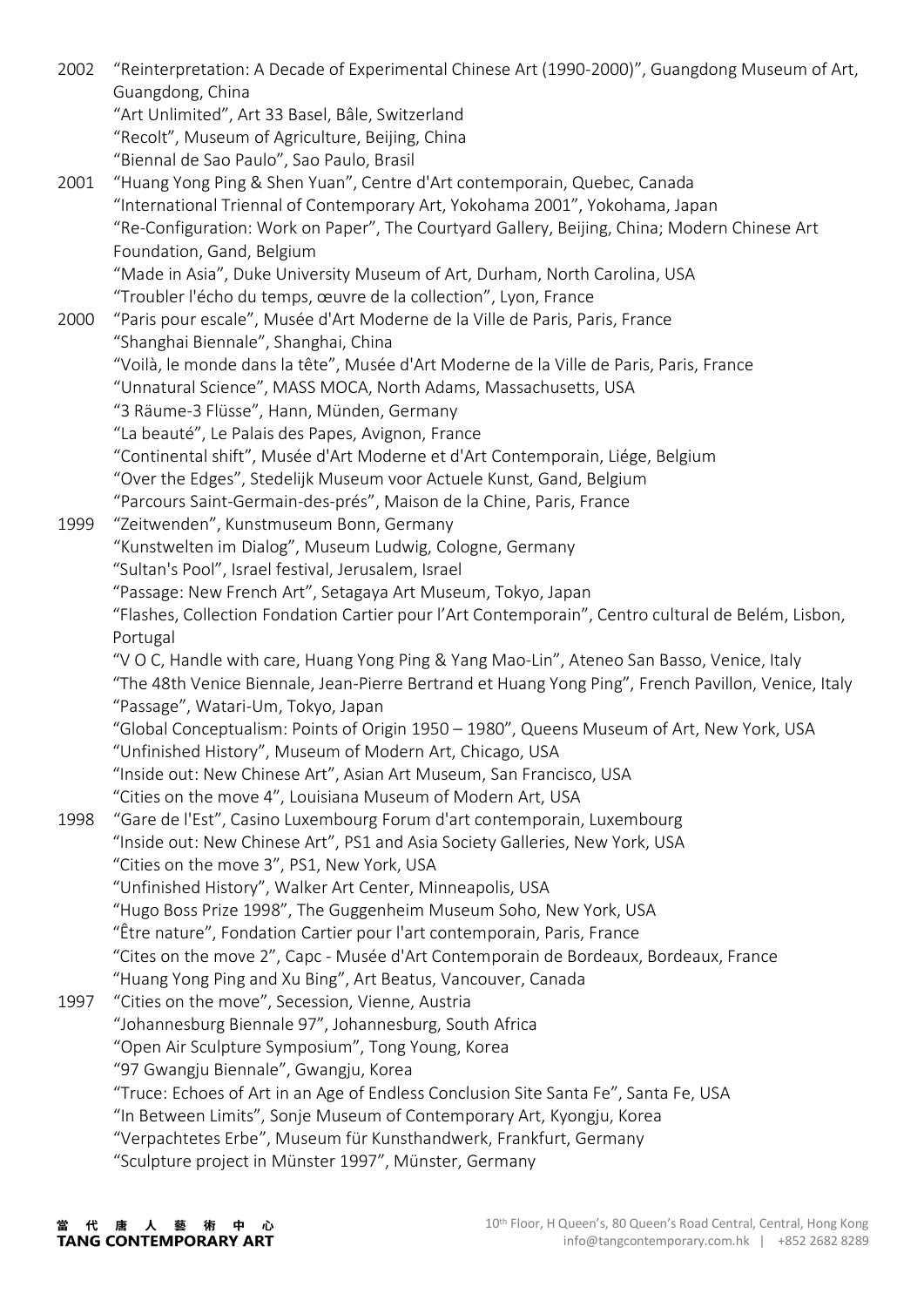2002 "Reinterpretation: A Decade of Experimental Chinese Art (1990-2000)", Guangdong Museum of Art, Guangdong, China
"Art Unlimited", Art 33 Basel, Bâle, Switzerland
"Recolt", Museum of Agriculture, Beijing, China
"Biennal de Sao Paulo", Sao Paulo, Brasil

2001 "Huang Yong Ping & Shen Yuan", Centre d'Art contemporain, Quebec, Canada
"International Triennal of Contemporary Art, Yokohama 2001", Yokohama, Japan
"Re-Configuration: Work on Paper", The Courtyard Gallery, Beijing, China; Modern Chinese Art Foundation, Gand, Belgium
"Made in Asia", Duke University Museum of Art, Durham, North Carolina, USA
"Troubler l'écho du temps, œuvre de la collection", Lyon, France

2000 "Paris pour escale", Musée d'Art Moderne de la Ville de Paris, Paris, France
"Shanghai Biennale", Shanghai, China
"Voilà, le monde dans la tête", Musée d'Art Moderne de la Ville de Paris, Paris, France
"Unnatural Science", MASS MOCA, North Adams, Massachusetts, USA
"3 Räume-3 Flüsse", Hann, Münden, Germany
"La beauté", Le Palais des Papes, Avignon, France
"Continental shift", Musée d'Art Moderne et d'Art Contemporain, Liége, Belgium
"Over the Edges", Stedelijk Museum voor Actuele Kunst, Gand, Belgium
"Parcours Saint-Germain-des-prés", Maison de la Chine, Paris, France

1999 "Zeitwenden", Kunstmuseum Bonn, Germany
"Kunstwelten im Dialog", Museum Ludwig, Cologne, Germany
"Sultan's Pool", Israel festival, Jerusalem, Israel
"Passage: New French Art", Setagaya Art Museum, Tokyo, Japan
"Flashes, Collection Fondation Cartier pour l'Art Contemporain", Centro cultural de Belém, Lisbon, Portugal
"V O C, Handle with care, Huang Yong Ping & Yang Mao-Lin", Ateneo San Basso, Venice, Italy
"The 48th Venice Biennale, Jean-Pierre Bertrand et Huang Yong Ping", French Pavillon, Venice, Italy
"Passage", Watari-Um, Tokyo, Japan
"Global Conceptualism: Points of Origin 1950 – 1980", Queens Museum of Art, New York, USA
"Unfinished History", Museum of Modern Art, Chicago, USA
"Inside out: New Chinese Art", Asian Art Museum, San Francisco, USA
"Cities on the move 4", Louisiana Museum of Modern Art, USA

1998 "Gare de l'Est", Casino Luxembourg Forum d'art contemporain, Luxembourg
"Inside out: New Chinese Art", PS1 and Asia Society Galleries, New York, USA
"Cities on the move 3", PS1, New York, USA
"Unfinished History", Walker Art Center, Minneapolis, USA
"Hugo Boss Prize 1998", The Guggenheim Museum Soho, New York, USA
"Être nature", Fondation Cartier pour l'art contemporain, Paris, France
"Cites on the move 2", Capc - Musée d'Art Contemporain de Bordeaux, Bordeaux, France
"Huang Yong Ping and Xu Bing", Art Beatus, Vancouver, Canada

1997 "Cities on the move", Secession, Vienne, Austria
"Johannesburg Biennale 97", Johannesburg, South Africa
"Open Air Sculpture Symposium", Tong Young, Korea
"97 Gwangju Biennale", Gwangju, Korea
"Truce: Echoes of Art in an Age of Endless Conclusion Site Santa Fe", Santa Fe, USA
"In Between Limits", Sonje Museum of Contemporary Art, Kyongju, Korea
"Verpachtetes Erbe", Museum für Kunsthandwerk, Frankfurt, Germany
"Sculpture project in Münster 1997", Münster, Germany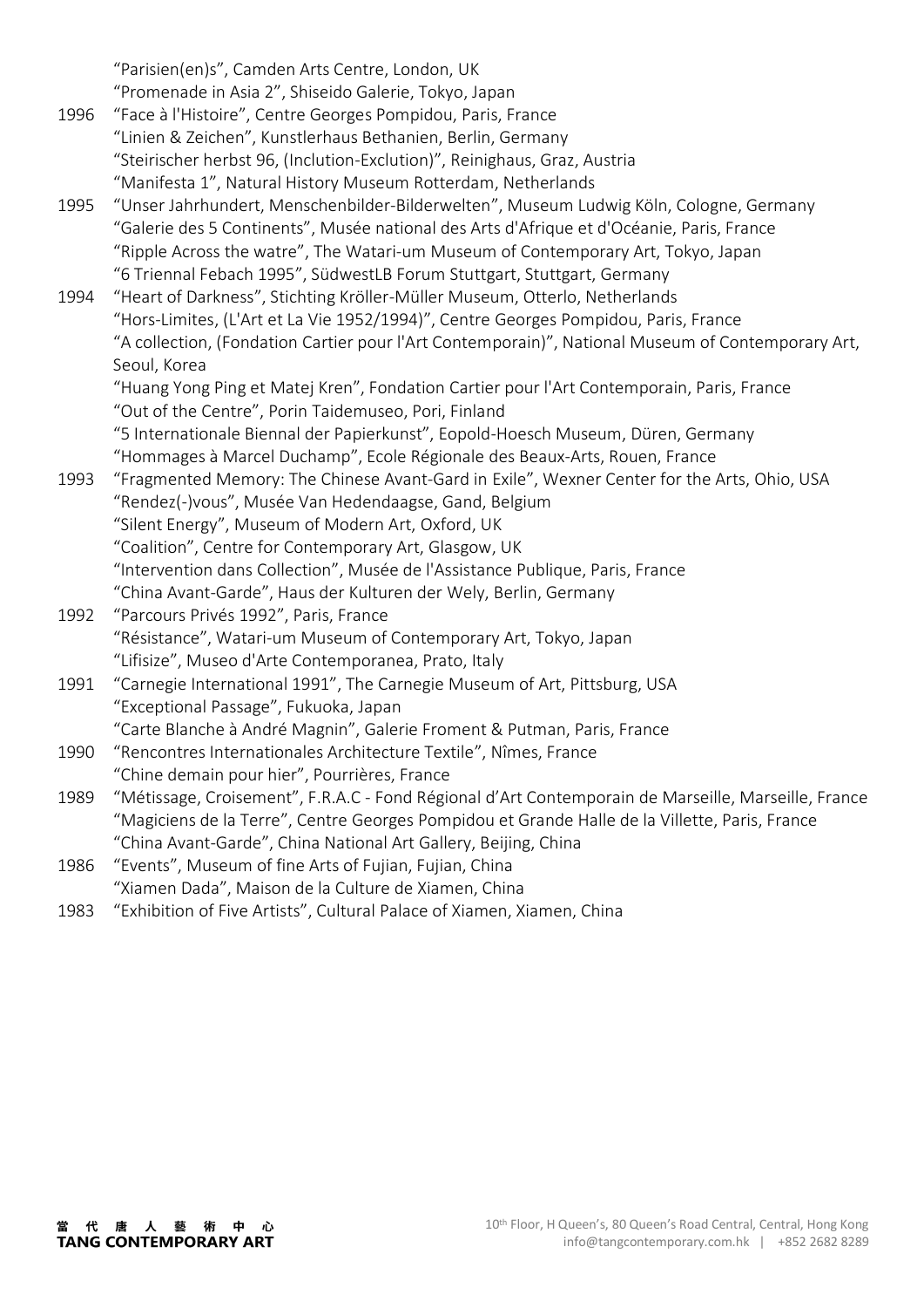"Parisien(en)s", Camden Arts Centre, London, UK
"Promenade in Asia 2", Shiseido Galerie, Tokyo, Japan

1996 "Face à l'Histoire", Centre Georges Pompidou, Paris, France
"Linien & Zeichen", Kunstlerhaus Bethanien, Berlin, Germany
"Steirischer herbst 96, (Inclution-Exclution)", Reinighaus, Graz, Austria
"Manifesta 1", Natural History Museum Rotterdam, Netherlands

1995 "Unser Jahrhundert, Menschenbilder-Bilderwelten", Museum Ludwig Köln, Cologne, Germany
"Galerie des 5 Continents", Musée national des Arts d'Afrique et d'Océanie, Paris, France
"Ripple Across the watre", The Watari-um Museum of Contemporary Art, Tokyo, Japan
"6 Triennal Febach 1995", SüdwestLB Forum Stuttgart, Stuttgart, Germany

1994 "Heart of Darkness", Stichting Kröller-Müller Museum, Otterlo, Netherlands
"Hors-Limites, (L'Art et La Vie 1952/1994)", Centre Georges Pompidou, Paris, France
"A collection, (Fondation Cartier pour l'Art Contemporain)", National Museum of Contemporary Art, Seoul, Korea
"Huang Yong Ping et Matej Kren", Fondation Cartier pour l'Art Contemporain, Paris, France
"Out of the Centre", Porin Taidemuseo, Pori, Finland
"5 Internationale Biennal der Papierkunst", Eopold-Hoesch Museum, Düren, Germany
"Hommages à Marcel Duchamp", Ecole Régionale des Beaux-Arts, Rouen, France

1993 "Fragmented Memory: The Chinese Avant-Gard in Exile", Wexner Center for the Arts, Ohio, USA
"Rendez(-)vous", Musée Van Hedendaagse, Gand, Belgium
"Silent Energy", Museum of Modern Art, Oxford, UK
"Coalition", Centre for Contemporary Art, Glasgow, UK
"Intervention dans Collection", Musée de l'Assistance Publique, Paris, France
"China Avant-Garde", Haus der Kulturen der Wely, Berlin, Germany

1992 "Parcours Privés 1992", Paris, France
"Résistance", Watari-um Museum of Contemporary Art, Tokyo, Japan
"Lifisize", Museo d'Arte Contemporanea, Prato, Italy

1991 "Carnegie International 1991", The Carnegie Museum of Art, Pittsburg, USA
"Exceptional Passage", Fukuoka, Japan
"Carte Blanche à André Magnin", Galerie Froment & Putman, Paris, France

1990 "Rencontres Internationales Architecture Textile", Nîmes, France
"Chine demain pour hier", Pourrières, France

1989 "Métissage, Croisement", F.R.A.C - Fond Régional d'Art Contemporain de Marseille, Marseille, France
"Magiciens de la Terre", Centre Georges Pompidou et Grande Halle de la Villette, Paris, France
"China Avant-Garde", China National Art Gallery, Beijing, China

1986 "Events", Museum of fine Arts of Fujian, Fujian, China
"Xiamen Dada", Maison de la Culture de Xiamen, China

1983 "Exhibition of Five Artists", Cultural Palace of Xiamen, Xiamen, China